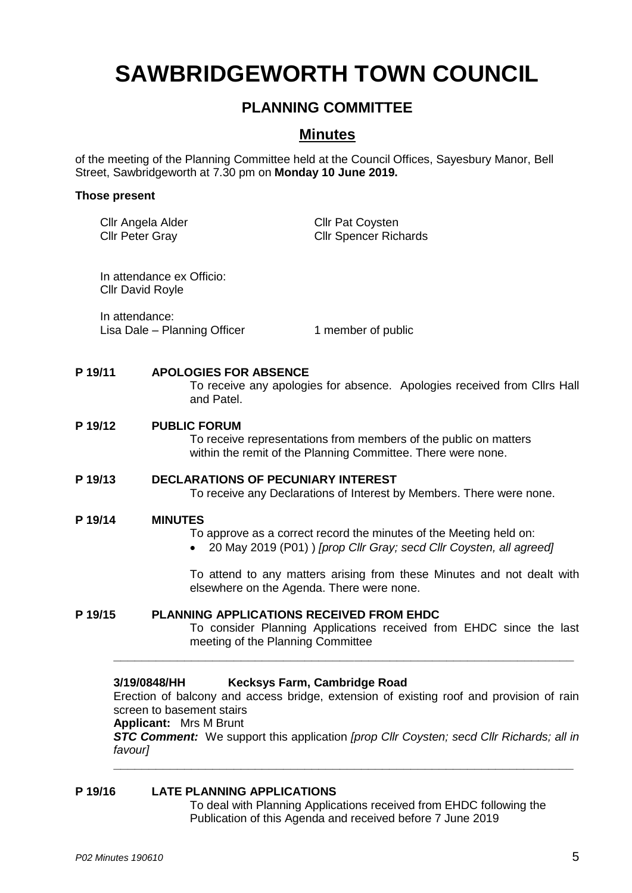# SAWBRIDGEWORTH TOWN COUNCIL

## PLANNING COMMITTEE

## Minutes

of the meeting of the Planning Committee held at the Council Offices, Sayesbury Manor, Bell Street, Sawbridgeworth at 7.30 pm on **Monday 10 June 2019.**

**Those present**

Cllr Angela Alder
Cllr Pat Coysten
Cllr Peter Gray
Cllr Spencer Richards

In attendance ex Officio:
Cllr David Royle

In attendance:
Lisa Dale – Planning Officer
1 member of public

**P 19/11 APOLOGIES FOR ABSENCE**

To receive any apologies for absence. Apologies received from Cllrs Hall and Patel.

**P 19/12 PUBLIC FORUM**

To receive representations from members of the public on matters within the remit of the Planning Committee. There were none.

**P 19/13 DECLARATIONS OF PECUNIARY INTEREST**

To receive any Declarations of Interest by Members. There were none.

**P 19/14 MINUTES**

To approve as a correct record the minutes of the Meeting held on:

- 20 May 2019 (P01) ) *[prop Cllr Gray; secd Cllr Coysten, all agreed]*

To attend to any matters arising from these Minutes and not dealt with elsewhere on the Agenda. There were none.

**P 19/15 PLANNING APPLICATIONS RECEIVED FROM EHDC**

To consider Planning Applications received from EHDC since the last meeting of the Planning Committee

---

**3/19/0848/HH Kecksys Farm, Cambridge Road**

Erection of balcony and access bridge, extension of existing roof and provision of rain screen to basement stairs

**Applicant:** Mrs M Brunt

***STC Comment:*** We support this application *[prop Cllr Coysten; secd Cllr Richards; all in favour]*

---

**P 19/16 LATE PLANNING APPLICATIONS**

To deal with Planning Applications received from EHDC following the Publication of this Agenda and received before 7 June 2019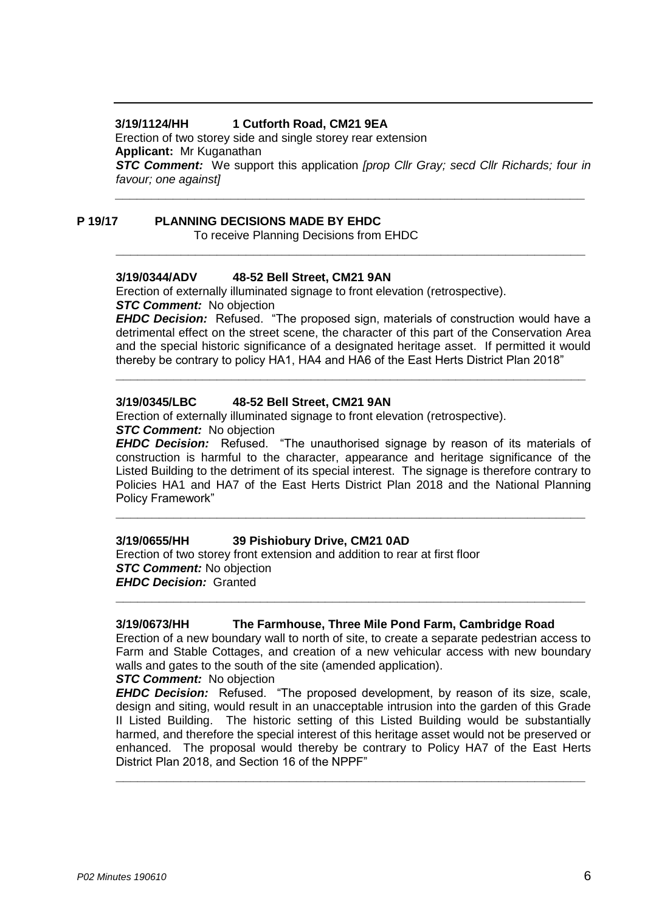**3/19/1124/HH 1 Cutforth Road, CM21 9EA**

Erection of two storey side and single storey rear extension

**Applicant:** Mr Kuganathan

***STC Comment:*** We support this application *[prop Cllr Gray; secd Cllr Richards; four in favour; one against]*

---

## P 19/17 PLANNING DECISIONS MADE BY EHDC

To receive Planning Decisions from EHDC

---

**3/19/0344/ADV 48-52 Bell Street, CM21 9AN**

Erection of externally illuminated signage to front elevation (retrospective).

***STC Comment:*** No objection

***EHDC Decision:*** Refused. "The proposed sign, materials of construction would have a detrimental effect on the street scene, the character of this part of the Conservation Area and the special historic significance of a designated heritage asset. If permitted it would thereby be contrary to policy HA1, HA4 and HA6 of the East Herts District Plan 2018"

---

**3/19/0345/LBC 48-52 Bell Street, CM21 9AN**

Erection of externally illuminated signage to front elevation (retrospective).

***STC Comment:*** No objection

***EHDC Decision:*** Refused. "The unauthorised signage by reason of its materials of construction is harmful to the character, appearance and heritage significance of the Listed Building to the detriment of its special interest. The signage is therefore contrary to Policies HA1 and HA7 of the East Herts District Plan 2018 and the National Planning Policy Framework"

---

**3/19/0655/HH 39 Pishiobury Drive, CM21 0AD**

Erection of two storey front extension and addition to rear at first floor

***STC Comment:*** No objection

***EHDC Decision:*** Granted

---

**3/19/0673/HH The Farmhouse, Three Mile Pond Farm, Cambridge Road**

Erection of a new boundary wall to north of site, to create a separate pedestrian access to Farm and Stable Cottages, and creation of a new vehicular access with new boundary walls and gates to the south of the site (amended application).

***STC Comment:*** No objection

***EHDC Decision:*** Refused. "The proposed development, by reason of its size, scale, design and siting, would result in an unacceptable intrusion into the garden of this Grade II Listed Building. The historic setting of this Listed Building would be substantially harmed, and therefore the special interest of this heritage asset would not be preserved or enhanced. The proposal would thereby be contrary to Policy HA7 of the East Herts District Plan 2018, and Section 16 of the NPPF"

---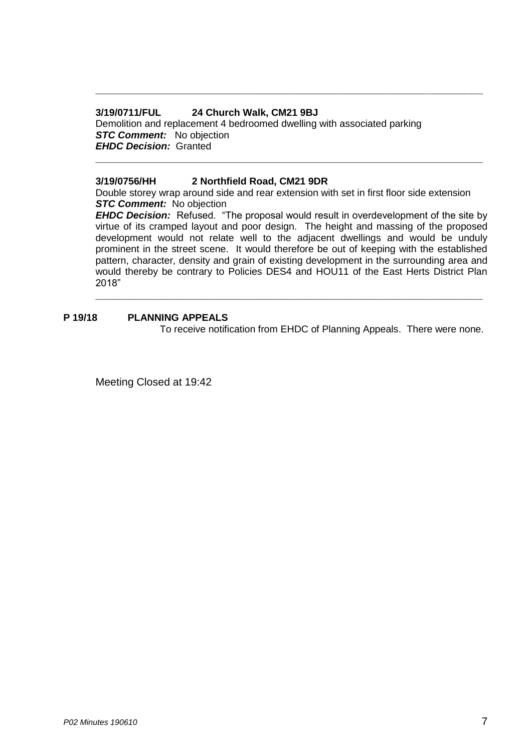---

**3/19/0711/FUL 24 Church Walk, CM21 9BJ**

Demolition and replacement 4 bedroomed dwelling with associated parking

***STC Comment:*** No objection

***EHDC Decision:*** Granted

---

**3/19/0756/HH 2 Northfield Road, CM21 9DR**

Double storey wrap around side and rear extension with set in first floor side extension

***STC Comment:*** No objection

***EHDC Decision:*** Refused. "The proposal would result in overdevelopment of the site by virtue of its cramped layout and poor design. The height and massing of the proposed development would not relate well to the adjacent dwellings and would be unduly prominent in the street scene. It would therefore be out of keeping with the established pattern, character, density and grain of existing development in the surrounding area and would thereby be contrary to Policies DES4 and HOU11 of the East Herts District Plan 2018"

---

**P 19/18 PLANNING APPEALS**

To receive notification from EHDC of Planning Appeals. There were none.

Meeting Closed at 19:42